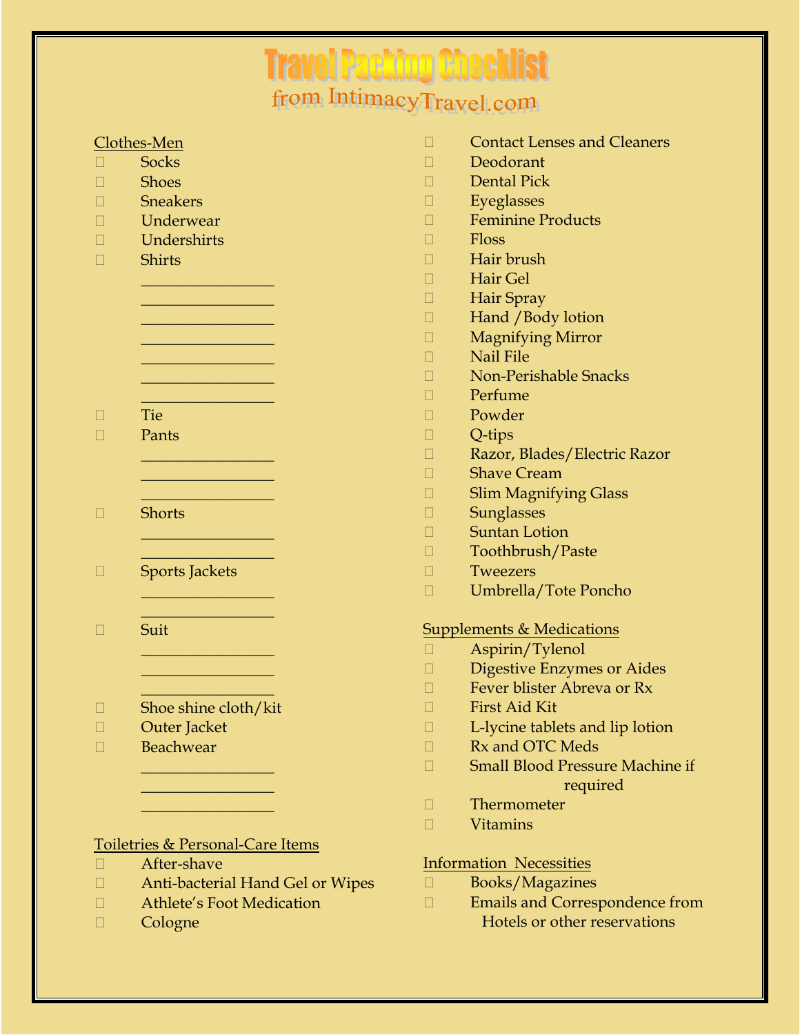# Travel Packing Checklist

## from IntimacyTravel.com

Clothes-Men

- ☐ Socks
- ☐ Shoes
- ☐ Sneakers
- ☐ Underwear
- ☐ Undershirts
- ☐ Shirts
  - ________________
  - ________________
  - ________________
  - ________________
  - ________________
  - ________________
  - ________________
- ☐ Tie
- ☐ Pants
  - ________________
  - ________________
  - ________________
- ☐ Shorts
  - ________________
  - ________________
- ☐ Sports Jackets
  - ________________
  - ________________
- ☐ Suit
  - ________________
  - ________________
  - ________________
- ☐ Shoe shine cloth/kit
- ☐ Outer Jacket
- ☐ Beachwear
  - ________________
  - ________________
  - ________________

Toiletries & Personal-Care Items

- ☐ After-shave
- ☐ Anti-bacterial Hand Gel or Wipes
- ☐ Athlete's Foot Medication
- ☐ Cologne
- ☐ Contact Lenses and Cleaners
- ☐ Deodorant
- ☐ Dental Pick
- ☐ Eyeglasses
- ☐ Feminine Products
- ☐ Floss
- ☐ Hair brush
- ☐ Hair Gel
- ☐ Hair Spray
- ☐ Hand /Body lotion
- ☐ Magnifying Mirror
- ☐ Nail File
- ☐ Non-Perishable Snacks
- ☐ Perfume
- ☐ Powder
- ☐ Q-tips
- ☐ Razor, Blades/Electric Razor
- ☐ Shave Cream
- ☐ Slim Magnifying Glass
- ☐ Sunglasses
- ☐ Suntan Lotion
- ☐ Toothbrush/Paste
- ☐ Tweezers
- ☐ Umbrella/Tote Poncho

Supplements & Medications

- ☐ Aspirin/Tylenol
- ☐ Digestive Enzymes or Aides
- ☐ Fever blister Abreva or Rx
- ☐ First Aid Kit
- ☐ L-lycine tablets and lip lotion
- ☐ Rx and OTC Meds
- ☐ Small Blood Pressure Machine if required
- ☐ Thermometer
- ☐ Vitamins

Information Necessities

- ☐ Books/Magazines
- ☐ Emails and Correspondence from Hotels or other reservations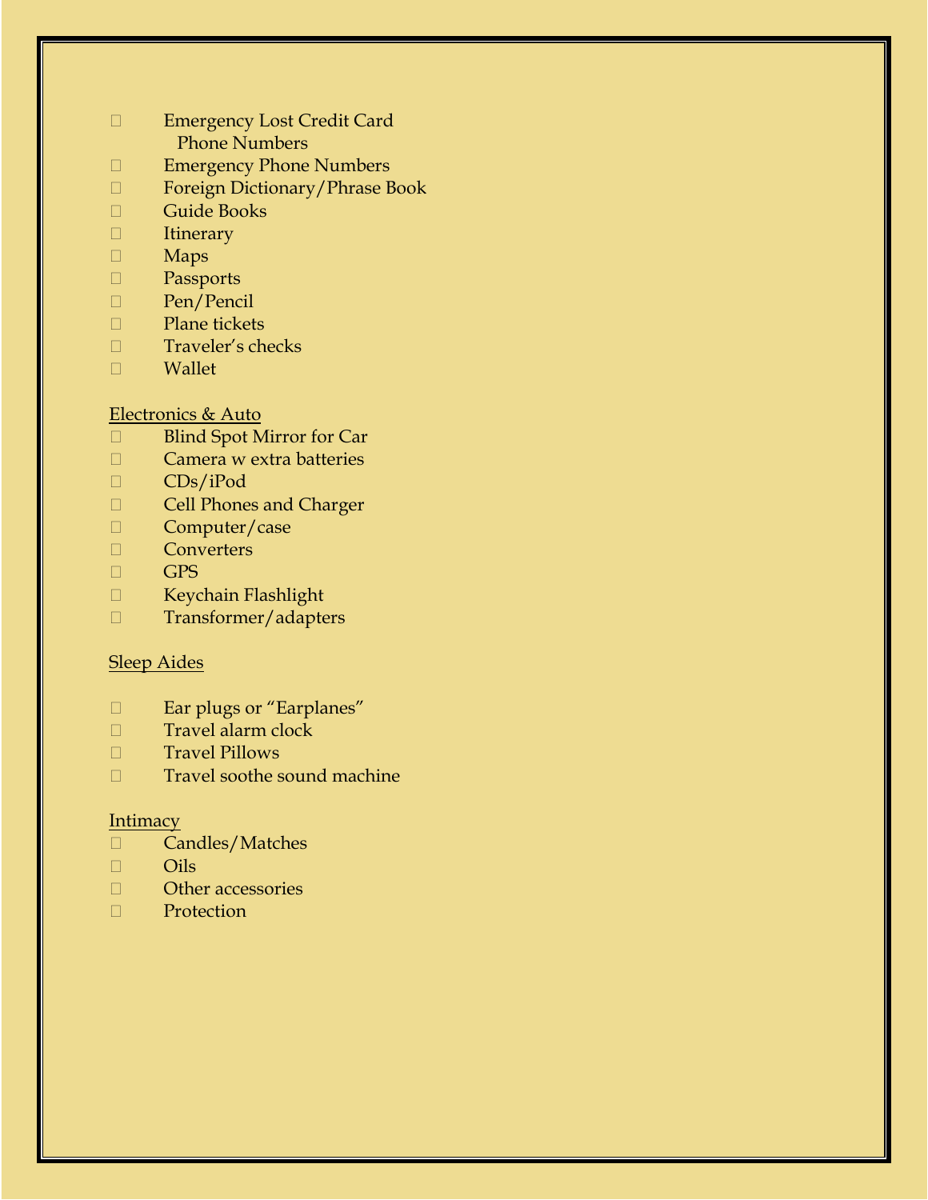- Emergency Lost Credit Card Phone Numbers
- Emergency Phone Numbers
- Foreign Dictionary/Phrase Book
- Guide Books
- Itinerary
- Maps
- Passports
- Pen/Pencil
- Plane tickets
- Traveler's checks
- Wallet

<u>Electronics & Auto</u>

- Blind Spot Mirror for Car
- Camera w extra batteries
- CDs/iPod
- Cell Phones and Charger
- Computer/case
- Converters
- GPS
- Keychain Flashlight
- Transformer/adapters

<u>Sleep Aides</u>

- Ear plugs or "Earplanes"
- Travel alarm clock
- Travel Pillows
- Travel soothe sound machine

<u>Intimacy</u>

- Candles/Matches
- Oils
- Other accessories
- Protection